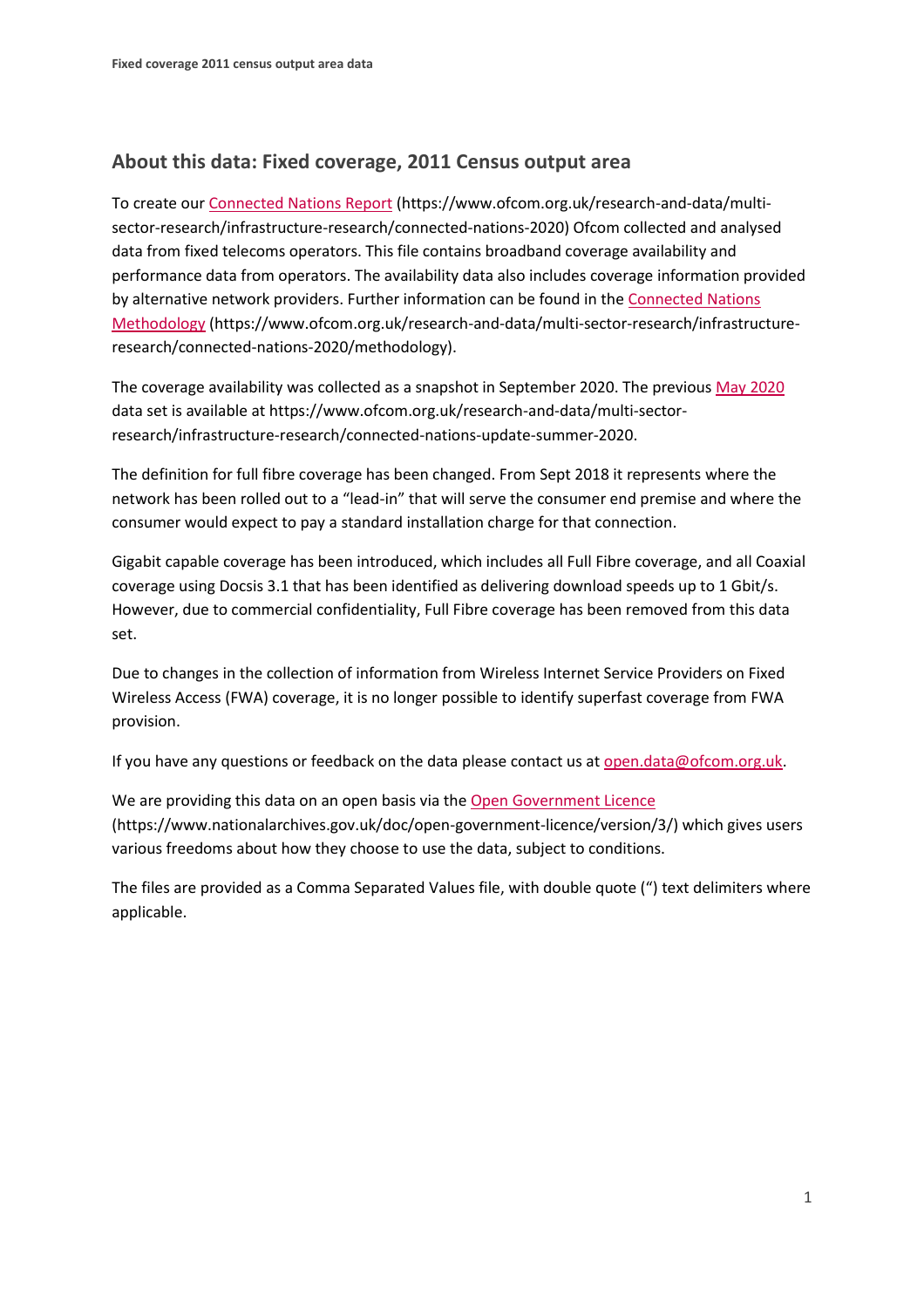## About this data: Fixed coverage, 2011 Census output area

To create our [Connected Nations Report](https://www.ofcom.org.uk/research-and-data/multi-sector-research/infrastructure-research/connected-nations-2020) (https://www.ofcom.org.uk/research-and-data/multi-sector-research/infrastructure-research/connected-nations-2020) Ofcom collected and analysed data from fixed telecoms operators. This file contains broadband coverage availability and performance data from operators. The availability data also includes coverage information provided by alternative network providers. Further information can be found in the [Connected Nations Methodology](https://www.ofcom.org.uk/research-and-data/multi-sector-research/infrastructure-research/connected-nations-2020/methodology) (https://www.ofcom.org.uk/research-and-data/multi-sector-research/infrastructure-research/connected-nations-2020/methodology).

The coverage availability was collected as a snapshot in September 2020. The previous [May 2020](https://www.ofcom.org.uk/research-and-data/multi-sector-research/infrastructure-research/connected-nations-update-summer-2020) data set is available at https://www.ofcom.org.uk/research-and-data/multi-sector-research/infrastructure-research/connected-nations-update-summer-2020.

The definition for full fibre coverage has been changed. From Sept 2018 it represents where the network has been rolled out to a “lead-in” that will serve the consumer end premise and where the consumer would expect to pay a standard installation charge for that connection.

Gigabit capable coverage has been introduced, which includes all Full Fibre coverage, and all Coaxial coverage using Docsis 3.1 that has been identified as delivering download speeds up to 1 Gbit/s. However, due to commercial confidentiality, Full Fibre coverage has been removed from this data set.

Due to changes in the collection of information from Wireless Internet Service Providers on Fixed Wireless Access (FWA) coverage, it is no longer possible to identify superfast coverage from FWA provision.

If you have any questions or feedback on the data please contact us at [open.data@ofcom.org.uk](mailto:open.data@ofcom.org.uk).

We are providing this data on an open basis via the [Open Government Licence](https://www.nationalarchives.gov.uk/doc/open-government-licence/version/3/) (https://www.nationalarchives.gov.uk/doc/open-government-licence/version/3/) which gives users various freedoms about how they choose to use the data, subject to conditions.

The files are provided as a Comma Separated Values file, with double quote (“) text delimiters where applicable.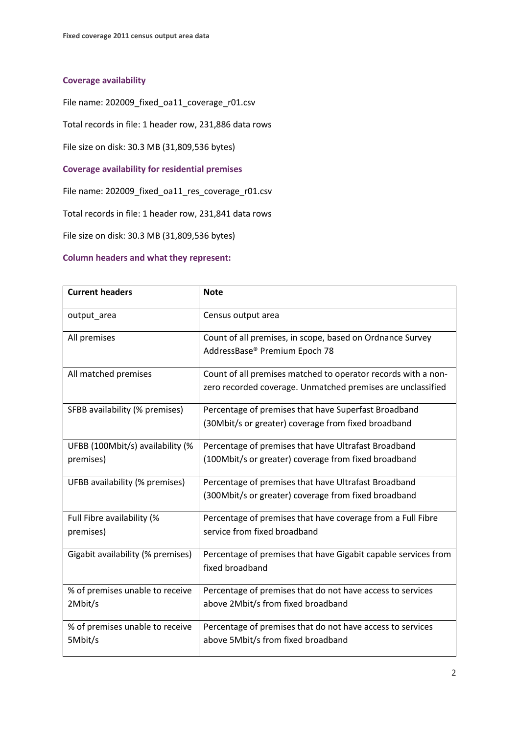### Coverage availability

File name: 202009_fixed_oa11_coverage_r01.csv

Total records in file: 1 header row, 231,886 data rows

File size on disk: 30.3 MB (31,809,536 bytes)

### Coverage availability for residential premises

File name: 202009_fixed_oa11_res_coverage_r01.csv

Total records in file: 1 header row, 231,841 data rows

File size on disk: 30.3 MB (31,809,536 bytes)

### Column headers and what they represent:

| Current headers | Note |
|---|---|
| output_area | Census output area |
| All premises | Count of all premises, in scope, based on Ordnance Survey AddressBase® Premium Epoch 78 |
| All matched premises | Count of all premises matched to operator records with a non-zero recorded coverage. Unmatched premises are unclassified |
| SFBB availability (% premises) | Percentage of premises that have Superfast Broadband (30Mbit/s or greater) coverage from fixed broadband |
| UFBB (100Mbit/s) availability (% premises) | Percentage of premises that have Ultrafast Broadband (100Mbit/s or greater) coverage from fixed broadband |
| UFBB availability (% premises) | Percentage of premises that have Ultrafast Broadband (300Mbit/s or greater) coverage from fixed broadband |
| Full Fibre availability (% premises) | Percentage of premises that have coverage from a Full Fibre service from fixed broadband |
| Gigabit availability (% premises) | Percentage of premises that have Gigabit capable services from fixed broadband |
| % of premises unable to receive 2Mbit/s | Percentage of premises that do not have access to services above 2Mbit/s from fixed broadband |
| % of premises unable to receive 5Mbit/s | Percentage of premises that do not have access to services above 5Mbit/s from fixed broadband |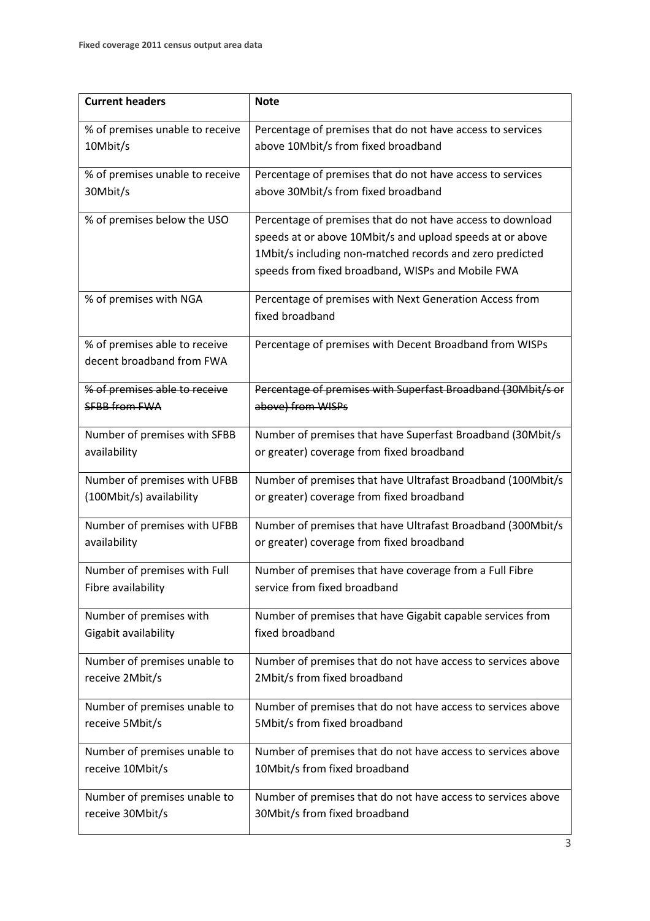| Current headers | Note |
| --- | --- |
| % of premises unable to receive 10Mbit/s | Percentage of premises that do not have access to services above 10Mbit/s from fixed broadband |
| % of premises unable to receive 30Mbit/s | Percentage of premises that do not have access to services above 30Mbit/s from fixed broadband |
| % of premises below the USO | Percentage of premises that do not have access to download speeds at or above 10Mbit/s and upload speeds at or above 1Mbit/s including non-matched records and zero predicted speeds from fixed broadband, WISPs and Mobile FWA |
| % of premises with NGA | Percentage of premises with Next Generation Access from fixed broadband |
| % of premises able to receive decent broadband from FWA | Percentage of premises with Decent Broadband from WISPs |
| ~~% of premises able to receive SFBB from FWA~~ | ~~Percentage of premises with Superfast Broadband (30Mbit/s or above) from WISPs~~ |
| Number of premises with SFBB availability | Number of premises that have Superfast Broadband (30Mbit/s or greater) coverage from fixed broadband |
| Number of premises with UFBB (100Mbit/s) availability | Number of premises that have Ultrafast Broadband (100Mbit/s or greater) coverage from fixed broadband |
| Number of premises with UFBB availability | Number of premises that have Ultrafast Broadband (300Mbit/s or greater) coverage from fixed broadband |
| Number of premises with Full Fibre availability | Number of premises that have coverage from a Full Fibre service from fixed broadband |
| Number of premises with Gigabit availability | Number of premises that have Gigabit capable services from fixed broadband |
| Number of premises unable to receive 2Mbit/s | Number of premises that do not have access to services above 2Mbit/s from fixed broadband |
| Number of premises unable to receive 5Mbit/s | Number of premises that do not have access to services above 5Mbit/s from fixed broadband |
| Number of premises unable to receive 10Mbit/s | Number of premises that do not have access to services above 10Mbit/s from fixed broadband |
| Number of premises unable to receive 30Mbit/s | Number of premises that do not have access to services above 30Mbit/s from fixed broadband |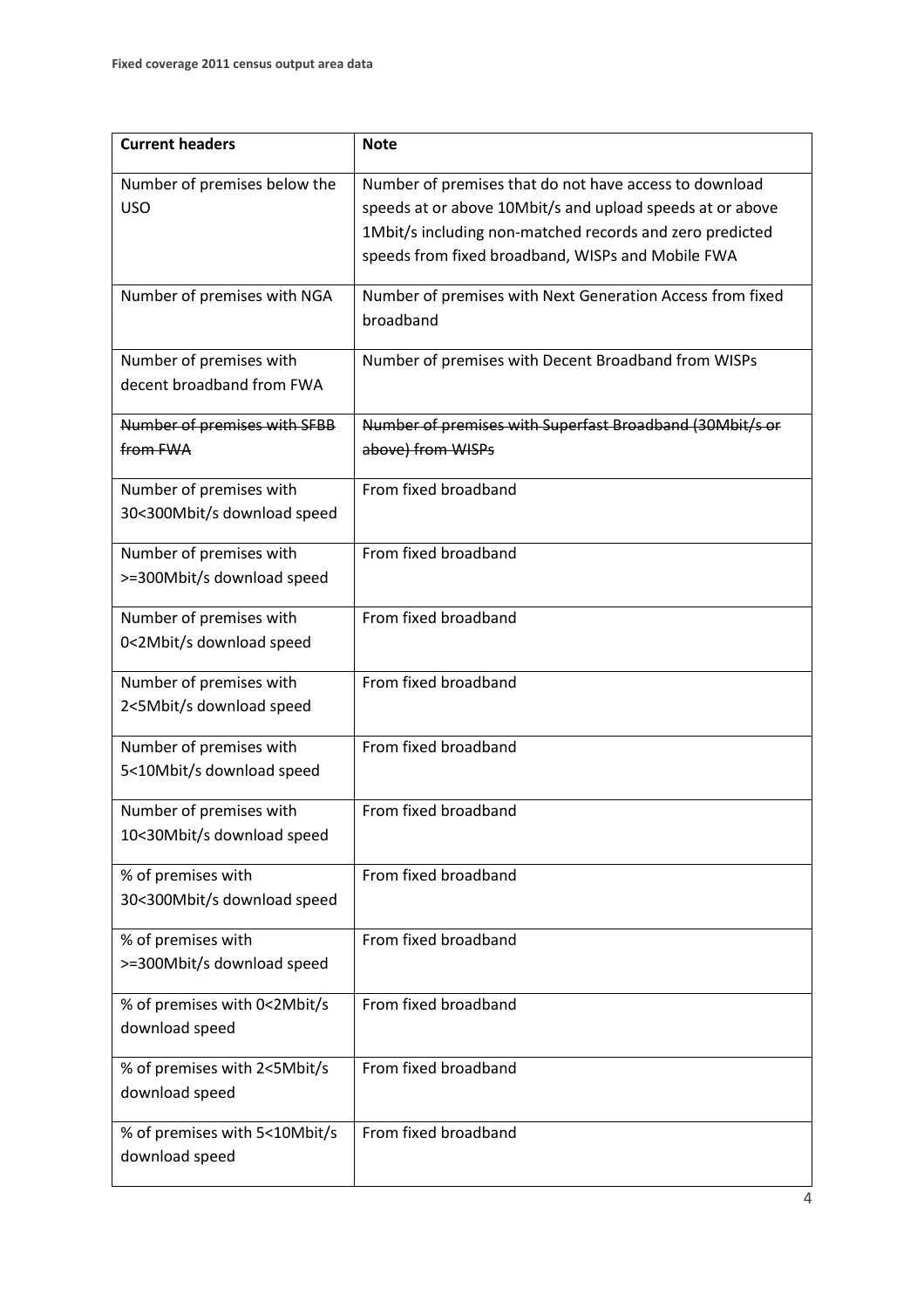| Current headers | Note |
|---|---|
| Number of premises below the USO | Number of premises that do not have access to download speeds at or above 10Mbit/s and upload speeds at or above 1Mbit/s including non-matched records and zero predicted speeds from fixed broadband, WISPs and Mobile FWA |
| Number of premises with NGA | Number of premises with Next Generation Access from fixed broadband |
| Number of premises with decent broadband from FWA | Number of premises with Decent Broadband from WISPs |
| ~~Number of premises with SFBB from FWA~~ | ~~Number of premises with Superfast Broadband (30Mbit/s or above) from WISPs~~ |
| Number of premises with 30<300Mbit/s download speed | From fixed broadband |
| Number of premises with >=300Mbit/s download speed | From fixed broadband |
| Number of premises with 0<2Mbit/s download speed | From fixed broadband |
| Number of premises with 2<5Mbit/s download speed | From fixed broadband |
| Number of premises with 5<10Mbit/s download speed | From fixed broadband |
| Number of premises with 10<30Mbit/s download speed | From fixed broadband |
| % of premises with 30<300Mbit/s download speed | From fixed broadband |
| % of premises with >=300Mbit/s download speed | From fixed broadband |
| % of premises with 0<2Mbit/s download speed | From fixed broadband |
| % of premises with 2<5Mbit/s download speed | From fixed broadband |
| % of premises with 5<10Mbit/s download speed | From fixed broadband |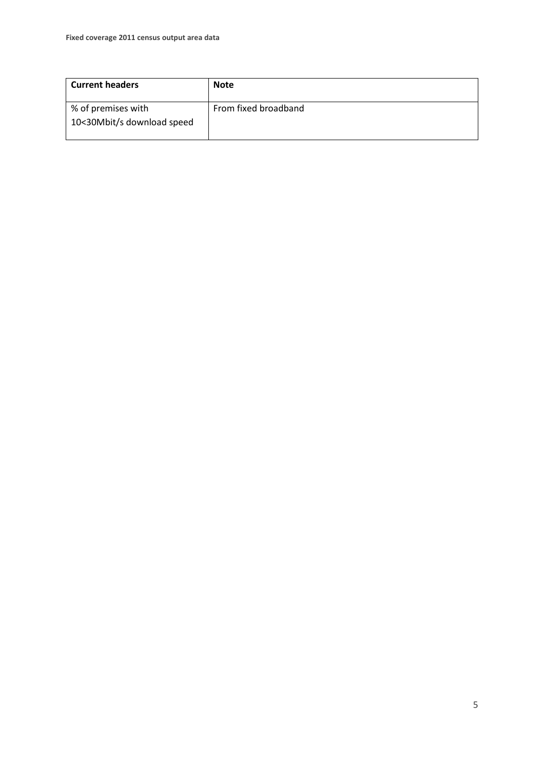| Current headers | Note |
|---|---|
| % of premises with 10<30Mbit/s download speed | From fixed broadband |